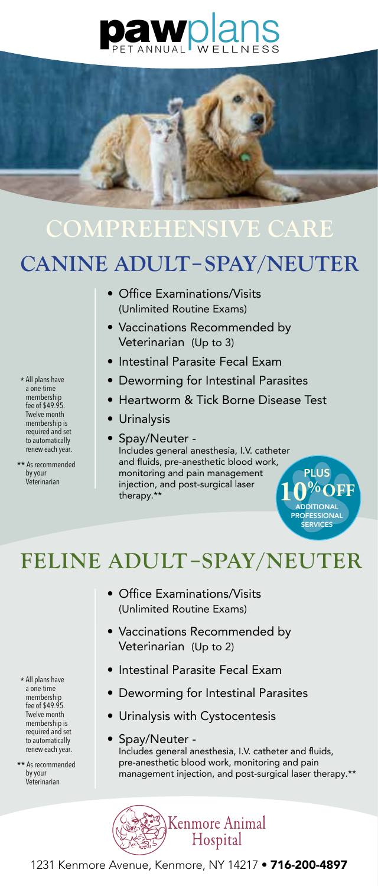# pawplans

PET ANNUAL WELLNESS

## COMPREHENSIVE CARE

## CANINE ADULT–SPAY/NEUTER

- Office Examinations/Visits (Unlimited Routine Exams)
- Vaccinations Recommended by Veterinarian (Up to 3)
- Intestinal Parasite Fecal Exam
- Deworming for Intestinal Parasites
- Heartworm & Tick Borne Disease Test
- Urinalysis
- Spay/Neuter - Includes general anesthesia, I.V. catheter and fluids, pre-anesthetic blood work, monitoring and pain management injection, and post-surgical laser therapy.**

PLUS 10% OFF ADDITIONAL PROFESSIONAL SERVICES

* All plans have a one-time membership fee of $49.95. Twelve month membership is required and set to automatically renew each year.

** As recommended by your Veterinarian

## FELINE ADULT–SPAY/NEUTER

- Office Examinations/Visits (Unlimited Routine Exams)
- Vaccinations Recommended by Veterinarian (Up to 2)
- Intestinal Parasite Fecal Exam
- Deworming for Intestinal Parasites
- Urinalysis with Cystocentesis
- Spay/Neuter - Includes general anesthesia, I.V. catheter and fluids, pre-anesthetic blood work, monitoring and pain management injection, and post-surgical laser therapy.**

* All plans have a one-time membership fee of $49.95. Twelve month membership is required and set to automatically renew each year.

** As recommended by your Veterinarian

Kenmore Animal Hospital

1231 Kenmore Avenue, Kenmore, NY 14217 • **716-200-4897**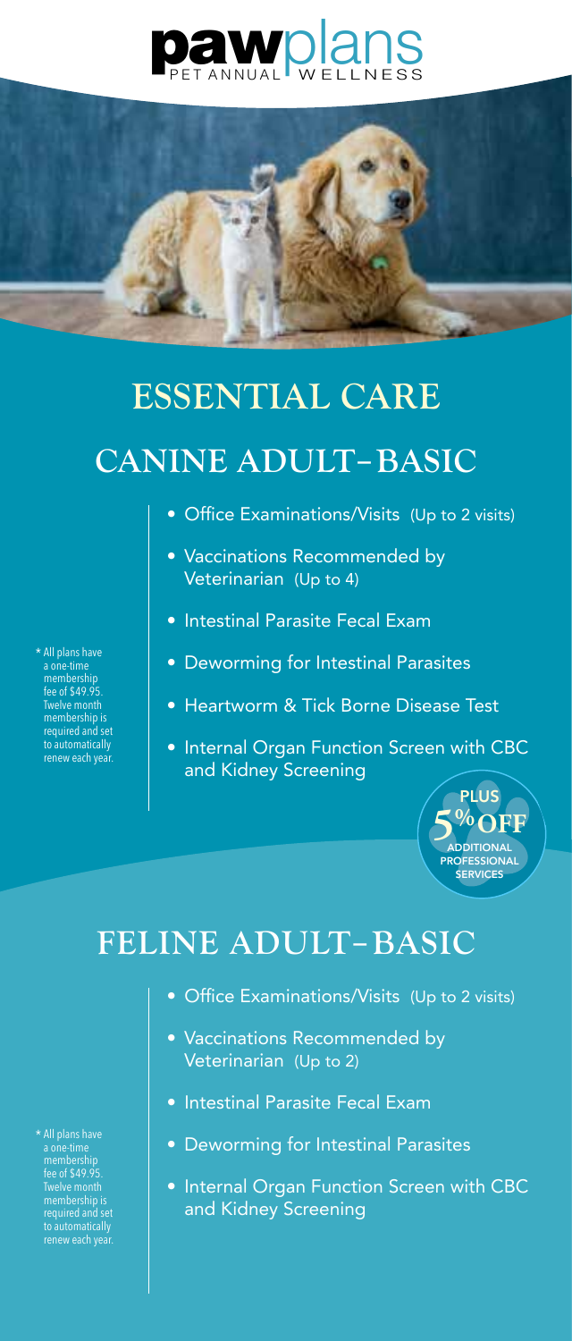# pawplans

PET ANNUAL WELLNESS

## ESSENTIAL CARE

## CANINE ADULT–BASIC

- Office Examinations/Visits (Up to 2 visits)
- Vaccinations Recommended by Veterinarian (Up to 4)
- Intestinal Parasite Fecal Exam
- Deworming for Intestinal Parasites
- Heartworm & Tick Borne Disease Test
- Internal Organ Function Screen with CBC and Kidney Screening

**PLUS 5% OFF** ADDITIONAL PROFESSIONAL SERVICES

* All plans have a one-time membership fee of $49.95. Twelve month membership is required and set to automatically renew each year.

## FELINE ADULT–BASIC

- Office Examinations/Visits (Up to 2 visits)
- Vaccinations Recommended by Veterinarian (Up to 2)
- Intestinal Parasite Fecal Exam
- Deworming for Intestinal Parasites
- Internal Organ Function Screen with CBC and Kidney Screening

* All plans have a one-time membership fee of $49.95. Twelve month membership is required and set to automatically renew each year.